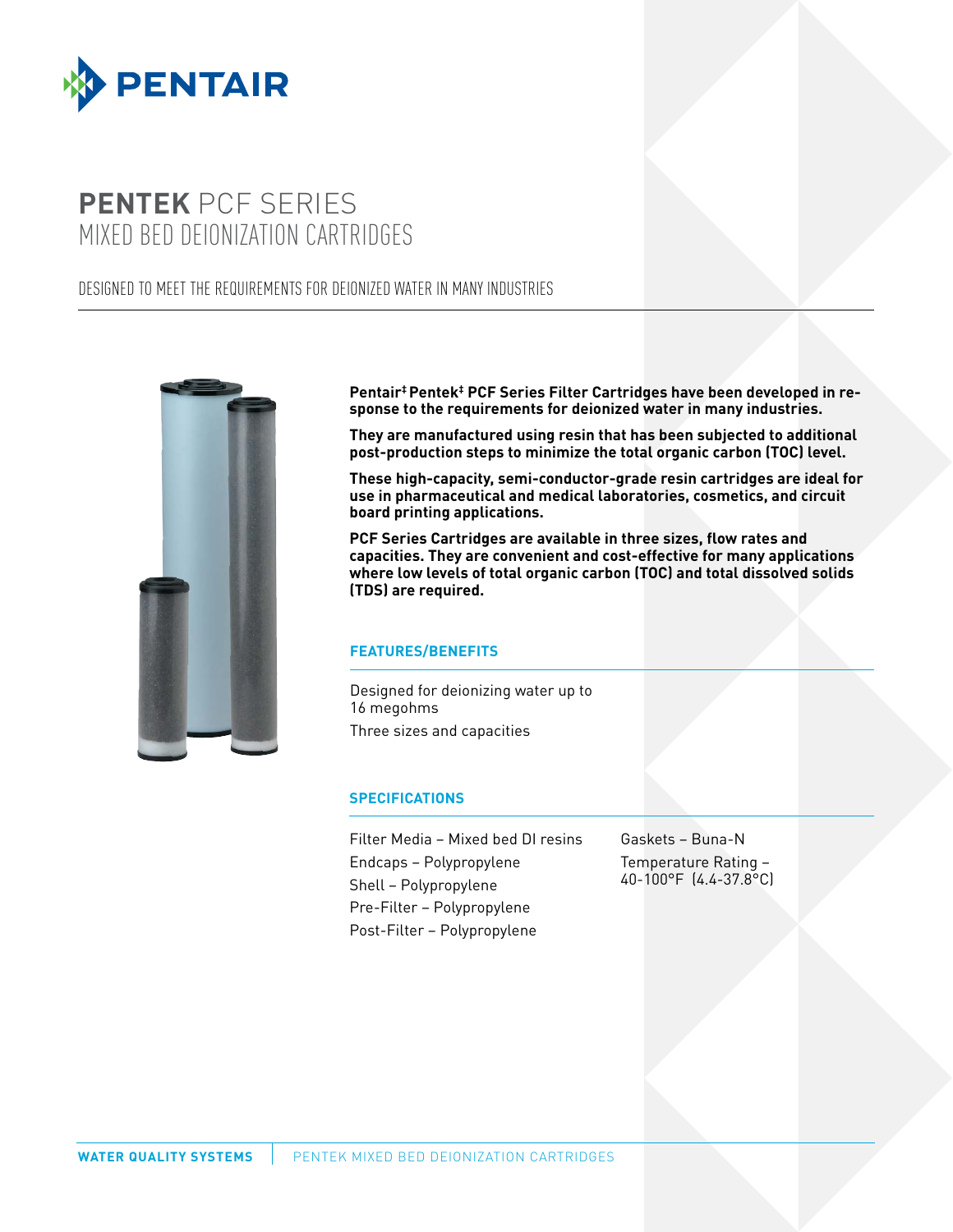# **PENTEK** PCF SERIES MIXED BED DEIONIZATION CARTRIDGES

DESIGNED TO MEET THE REQUIREMENTS FOR DEIONIZED WATER IN MANY INDUSTRIES

**Pentair‡ Pentek‡ PCF Series Filter Cartridges have been developed in response to the requirements for deionized water in many industries.**

**They are manufactured using resin that has been subjected to additional post-production steps to minimize the total organic carbon (TOC) level.**

**These high-capacity, semi-conductor-grade resin cartridges are ideal for use in pharmaceutical and medical laboratories, cosmetics, and circuit board printing applications.**

**PCF Series Cartridges are available in three sizes, flow rates and capacities. They are convenient and cost-effective for many applications where low levels of total organic carbon (TOC) and total dissolved solids (TDS) are required.**

## FEATURES/BENEFITS

Designed for deionizing water up to 16 megohms

Three sizes and capacities

## SPECIFICATIONS

Filter Media – Mixed bed DI resins

Endcaps – Polypropylene

Shell – Polypropylene

Pre-Filter – Polypropylene

Post-Filter – Polypropylene

Gaskets – Buna-N

Temperature Rating – 40-100°F (4.4-37.8°C)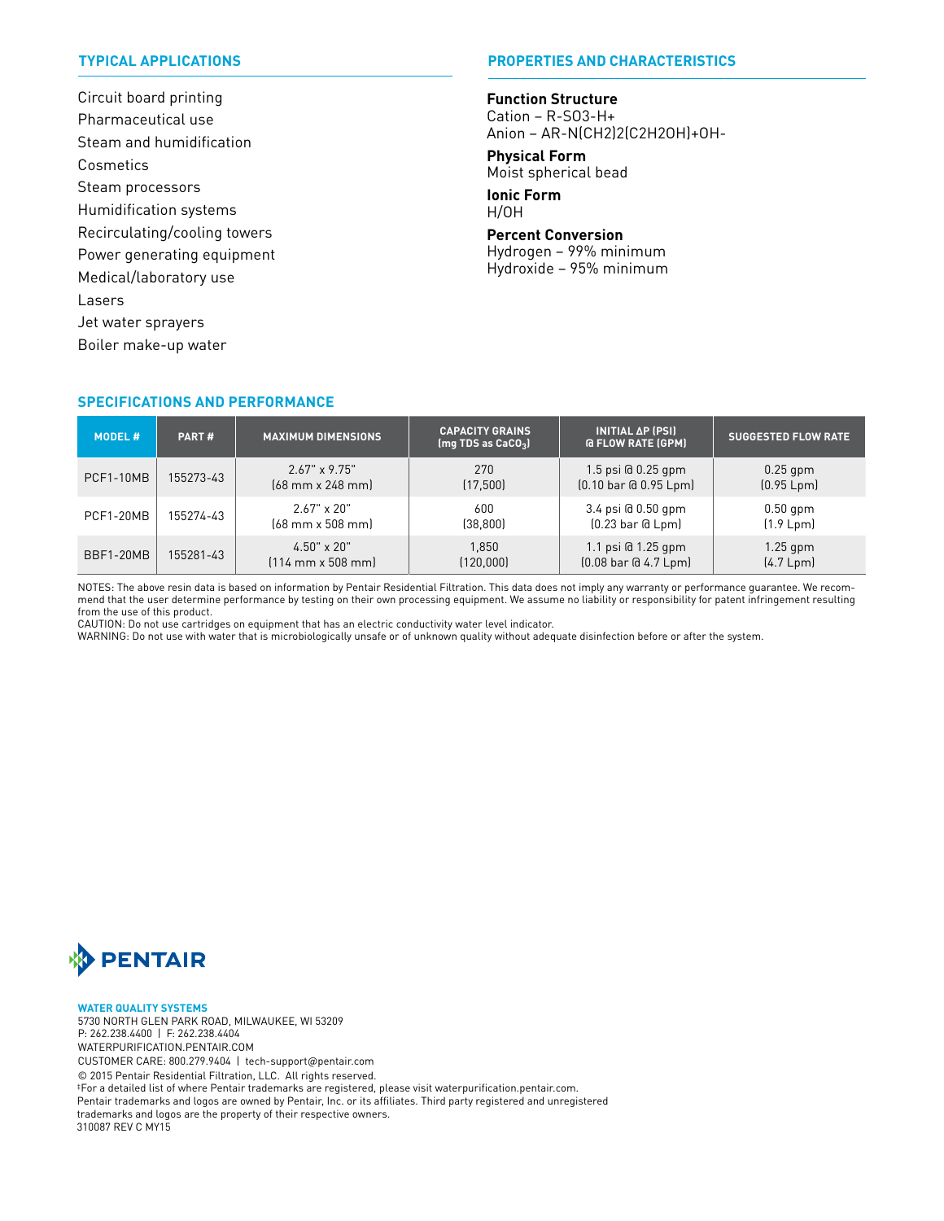## TYPICAL APPLICATIONS

Circuit board printing
Pharmaceutical use
Steam and humidification
Cosmetics
Steam processors
Humidification systems
Recirculating/cooling towers
Power generating equipment
Medical/laboratory use
Lasers
Jet water sprayers
Boiler make-up water

## PROPERTIES AND CHARACTERISTICS

**Function Structure**
Cation – R-SO3-H+
Anion – AR-N(CH2)2(C2H2OH)+OH-

**Physical Form**
Moist spherical bead

**Ionic Form**
H/OH

**Percent Conversion**
Hydrogen – 99% minimum
Hydroxide – 95% minimum

## SPECIFICATIONS AND PERFORMANCE

| MODEL # | PART # | MAXIMUM DIMENSIONS | CAPACITY GRAINS (mg TDS as $CaCO_3$) | INITIAL ΔP (PSI) @ FLOW RATE (GPM) | SUGGESTED FLOW RATE |
|---|---|---|---|---|---|
| PCF1-10MB | 155273-43 | 2.67" x 9.75" (68 mm x 248 mm) | 270 (17,500) | 1.5 psi @ 0.25 gpm (0.10 bar @ 0.95 Lpm) | 0.25 gpm (0.95 Lpm) |
| PCF1-20MB | 155274-43 | 2.67" x 20" (68 mm x 508 mm) | 600 (38,800) | 3.4 psi @ 0.50 gpm (0.23 bar @ Lpm) | 0.50 gpm (1.9 Lpm) |
| BBF1-20MB | 155281-43 | 4.50" x 20" (114 mm x 508 mm) | 1,850 (120,000) | 1.1 psi @ 1.25 gpm (0.08 bar @ 4.7 Lpm) | 1.25 gpm (4.7 Lpm) |

NOTES: The above resin data is based on information by Pentair Residential Filtration. This data does not imply any warranty or performance guarantee. We recommend that the user determine performance by testing on their own processing equipment. We assume no liability or responsibility for patent infringement resulting from the use of this product.
CAUTION: Do not use cartridges on equipment that has an electric conductivity water level indicator.
WARNING: Do not use with water that is microbiologically unsafe or of unknown quality without adequate disinfection before or after the system.

PENTAIR

**WATER QUALITY SYSTEMS**
5730 NORTH GLEN PARK ROAD, MILWAUKEE, WI 53209
P: 262.238.4400 | F: 262.238.4404
WATERPURIFICATION.PENTAIR.COM
CUSTOMER CARE: 800.279.9404 | tech-support@pentair.com
© 2015 Pentair Residential Filtration, LLC. All rights reserved.
‡For a detailed list of where Pentair trademarks are registered, please visit waterpurification.pentair.com. Pentair trademarks and logos are owned by Pentair, Inc. or its affiliates. Third party registered and unregistered trademarks and logos are the property of their respective owners.
310087 REV C MY15